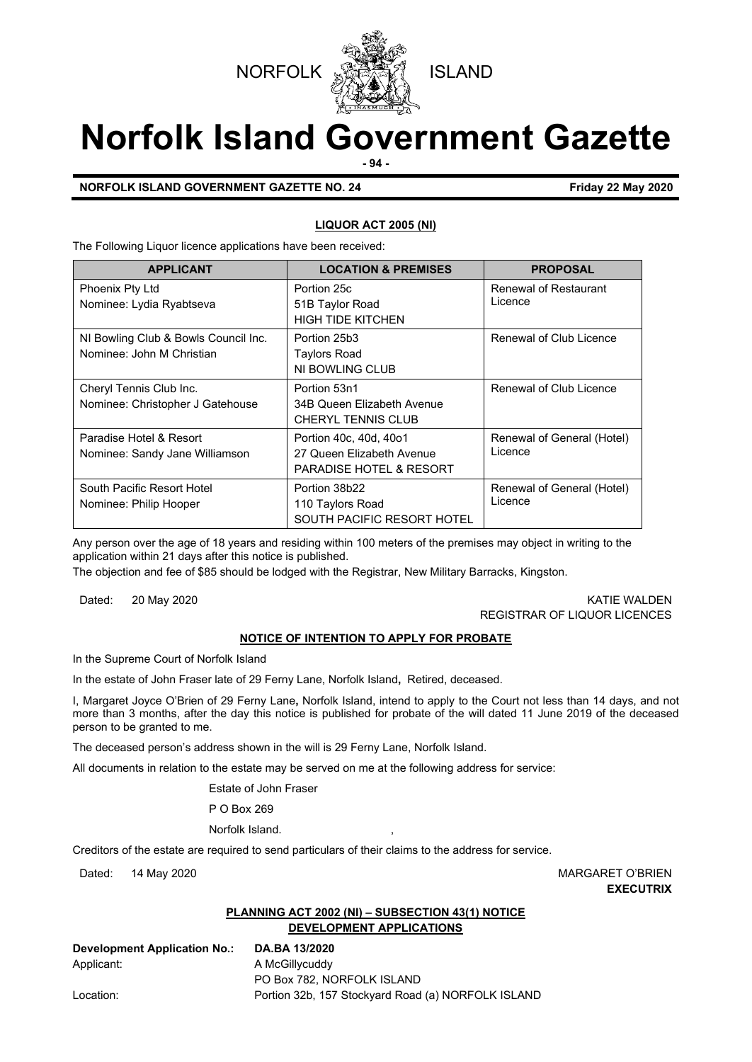NORFOLK ISLAND

# Norfolk Island Government Gazette

**NORFOLK ISLAND GOVERNMENT GAZETTE NO. 24** **Friday 22 May 2020**

## LIQUOR ACT 2005 (NI)

The Following Liquor licence applications have been received:

| APPLICANT | LOCATION & PREMISES | PROPOSAL |
|---|---|---|
| Phoenix Pty Ltd<br>Nominee: Lydia Ryabtseva | Portion 25c<br>51B Taylor Road<br>HIGH TIDE KITCHEN | Renewal of Restaurant Licence |
| NI Bowling Club & Bowls Council Inc.<br>Nominee: John M Christian | Portion 25b3<br>Taylors Road<br>NI BOWLING CLUB | Renewal of Club Licence |
| Cheryl Tennis Club Inc.<br>Nominee: Christopher J Gatehouse | Portion 53n1<br>34B Queen Elizabeth Avenue<br>CHERYL TENNIS CLUB | Renewal of Club Licence |
| Paradise Hotel & Resort<br>Nominee: Sandy Jane Williamson | Portion 40c, 40d, 40o1<br>27 Queen Elizabeth Avenue<br>PARADISE HOTEL & RESORT | Renewal of General (Hotel) Licence |
| South Pacific Resort Hotel<br>Nominee: Philip Hooper | Portion 38b22<br>110 Taylors Road<br>SOUTH PACIFIC RESORT HOTEL | Renewal of General (Hotel) Licence |

Any person over the age of 18 years and residing within 100 meters of the premises may object in writing to the application within 21 days after this notice is published.

The objection and fee of $85 should be lodged with the Registrar, New Military Barracks, Kingston.

Dated: 20 May 2020

KATIE WALDEN
REGISTRAR OF LIQUOR LICENCES

## NOTICE OF INTENTION TO APPLY FOR PROBATE

In the Supreme Court of Norfolk Island

In the estate of John Fraser late of 29 Ferny Lane, Norfolk Island**,** Retired, deceased.

I, Margaret Joyce O'Brien of 29 Ferny Lane**,** Norfolk Island, intend to apply to the Court not less than 14 days, and not more than 3 months, after the day this notice is published for probate of the will dated 11 June 2019 of the deceased person to be granted to me.

The deceased person's address shown in the will is 29 Ferny Lane, Norfolk Island.

All documents in relation to the estate may be served on me at the following address for service:

Estate of John Fraser
P O Box 269
Norfolk Island. ,

Creditors of the estate are required to send particulars of their claims to the address for service.

Dated: 14 May 2020

MARGARET O'BRIEN
**EXECUTRIX**

## PLANNING ACT 2002 (NI) – SUBSECTION 43(1) NOTICE
## DEVELOPMENT APPLICATIONS

**Development Application No.:** **DA.BA 13/2020**
Applicant: A McGillycuddy
PO Box 782, NORFOLK ISLAND
Location: Portion 32b, 157 Stockyard Road (a) NORFOLK ISLAND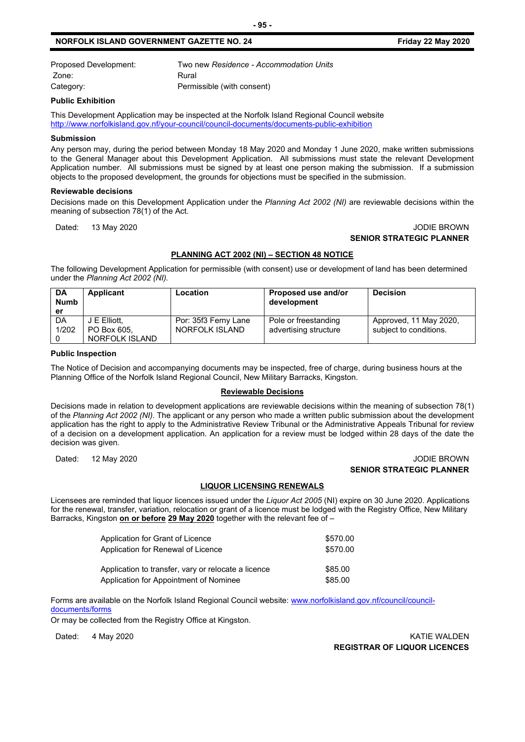| | |
|---|---|
| Proposed Development: | Two new *Residence - Accommodation Units* |
| Zone: | Rural |
| Category: | Permissible (with consent) |

**Public Exhibition**

This Development Application may be inspected at the Norfolk Island Regional Council website http://www.norfolkisland.gov.nf/your-council/council-documents/documents-public-exhibition

**Submission**

Any person may, during the period between Monday 18 May 2020 and Monday 1 June 2020, make written submissions to the General Manager about this Development Application. All submissions must state the relevant Development Application number. All submissions must be signed by at least one person making the submission. If a submission objects to the proposed development, the grounds for objections must be specified in the submission.

**Reviewable decisions**

Decisions made on this Development Application under the *Planning Act 2002 (NI)* are reviewable decisions within the meaning of subsection 78(1) of the Act.

Dated: 13 May 2020

JODIE BROWN
**SENIOR STRATEGIC PLANNER**

## PLANNING ACT 2002 (NI) – SECTION 48 NOTICE

The following Development Application for permissible (with consent) use or development of land has been determined under the *Planning Act 2002 (NI)*.

| DA Number | Applicant | Location | Proposed use and/or development | Decision |
|---|---|---|---|---|
| DA 1/2020 | J E Elliott, PO Box 605, NORFOLK ISLAND | Por: 35f3 Ferny Lane NORFOLK ISLAND | Pole or freestanding advertising structure | Approved, 11 May 2020, subject to conditions. |

**Public Inspection**

The Notice of Decision and accompanying documents may be inspected, free of charge, during business hours at the Planning Office of the Norfolk Island Regional Council, New Military Barracks, Kingston.

**Reviewable Decisions**

Decisions made in relation to development applications are reviewable decisions within the meaning of subsection 78(1) of the *Planning Act 2002 (NI).* The applicant or any person who made a written public submission about the development application has the right to apply to the Administrative Review Tribunal or the Administrative Appeals Tribunal for review of a decision on a development application. An application for a review must be lodged within 28 days of the date the decision was given.

Dated: 12 May 2020

JODIE BROWN
**SENIOR STRATEGIC PLANNER**

## LIQUOR LICENSING RENEWALS

Licensees are reminded that liquor licences issued under the *Liquor Act 2005* (NI) expire on 30 June 2020. Applications for the renewal, transfer, variation, relocation or grant of a licence must be lodged with the Registry Office, New Military Barracks, Kingston **on or before 29 May 2020** together with the relevant fee of –

| | |
|---|---|
| Application for Grant of Licence | $570.00 |
| Application for Renewal of Licence | $570.00 |
| Application to transfer, vary or relocate a licence | $85.00 |
| Application for Appointment of Nominee | $85.00 |

Forms are available on the Norfolk Island Regional Council website: www.norfolkisland.gov.nf/council/council-documents/forms

Or may be collected from the Registry Office at Kingston.

Dated: 4 May 2020

KATIE WALDEN
**REGISTRAR OF LIQUOR LICENCES**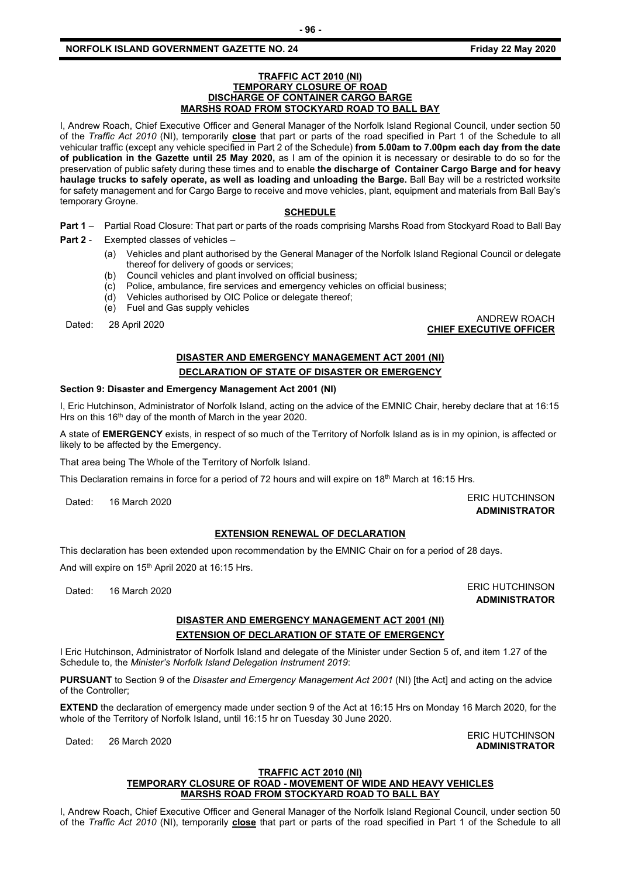**TRAFFIC ACT 2010 (NI)**
**TEMPORARY CLOSURE OF ROAD**
**DISCHARGE OF CONTAINER CARGO BARGE**
**MARSHS ROAD FROM STOCKYARD ROAD TO BALL BAY**

I, Andrew Roach, Chief Executive Officer and General Manager of the Norfolk Island Regional Council, under section 50 of the *Traffic Act 2010* (NI), temporarily **close** that part or parts of the road specified in Part 1 of the Schedule to all vehicular traffic (except any vehicle specified in Part 2 of the Schedule) **from 5.00am to 7.00pm each day from the date of publication in the Gazette until 25 May 2020,** as I am of the opinion it is necessary or desirable to do so for the preservation of public safety during these times and to enable **the discharge of Container Cargo Barge and for heavy haulage trucks to safely operate, as well as loading and unloading the Barge.** Ball Bay will be a restricted worksite for safety management and for Cargo Barge to receive and move vehicles, plant, equipment and materials from Ball Bay's temporary Groyne.

**SCHEDULE**

**Part 1** – Partial Road Closure: That part or parts of the roads comprising Marshs Road from Stockyard Road to Ball Bay

**Part 2** - Exempted classes of vehicles –

(a) Vehicles and plant authorised by the General Manager of the Norfolk Island Regional Council or delegate thereof for delivery of goods or services;
(b) Council vehicles and plant involved on official business;
(c) Police, ambulance, fire services and emergency vehicles on official business;
(d) Vehicles authorised by OIC Police or delegate thereof;
(e) Fuel and Gas supply vehicles

Dated: 28 April 2020

ANDREW ROACH
**CHIEF EXECUTIVE OFFICER**

**DISASTER AND EMERGENCY MANAGEMENT ACT 2001 (NI)**
**DECLARATION OF STATE OF DISASTER OR EMERGENCY**

**Section 9: Disaster and Emergency Management Act 2001 (NI)**

I, Eric Hutchinson, Administrator of Norfolk Island, acting on the advice of the EMNIC Chair, hereby declare that at 16:15 Hrs on this 16th day of the month of March in the year 2020.

A state of **EMERGENCY** exists, in respect of so much of the Territory of Norfolk Island as is in my opinion, is affected or likely to be affected by the Emergency.

That area being The Whole of the Territory of Norfolk Island.

This Declaration remains in force for a period of 72 hours and will expire on 18th March at 16:15 Hrs.

Dated: 16 March 2020

ERIC HUTCHINSON
**ADMINISTRATOR**

**EXTENSION RENEWAL OF DECLARATION**

This declaration has been extended upon recommendation by the EMNIC Chair on for a period of 28 days.

And will expire on 15th April 2020 at 16:15 Hrs.

Dated: 16 March 2020

ERIC HUTCHINSON
**ADMINISTRATOR**

**DISASTER AND EMERGENCY MANAGEMENT ACT 2001 (NI)**
**EXTENSION OF DECLARATION OF STATE OF EMERGENCY**

I Eric Hutchinson, Administrator of Norfolk Island and delegate of the Minister under Section 5 of, and item 1.27 of the Schedule to, the *Minister's Norfolk Island Delegation Instrument 2019*:

**PURSUANT** to Section 9 of the *Disaster and Emergency Management Act 2001* (NI) [the Act] and acting on the advice of the Controller;

**EXTEND** the declaration of emergency made under section 9 of the Act at 16:15 Hrs on Monday 16 March 2020, for the whole of the Territory of Norfolk Island, until 16:15 hr on Tuesday 30 June 2020.

Dated: 26 March 2020

ERIC HUTCHINSON
**ADMINISTRATOR**

**TRAFFIC ACT 2010 (NI)**
**TEMPORARY CLOSURE OF ROAD - MOVEMENT OF WIDE AND HEAVY VEHICLES**
**MARSHS ROAD FROM STOCKYARD ROAD TO BALL BAY**

I, Andrew Roach, Chief Executive Officer and General Manager of the Norfolk Island Regional Council, under section 50 of the *Traffic Act 2010* (NI), temporarily **close** that part or parts of the road specified in Part 1 of the Schedule to all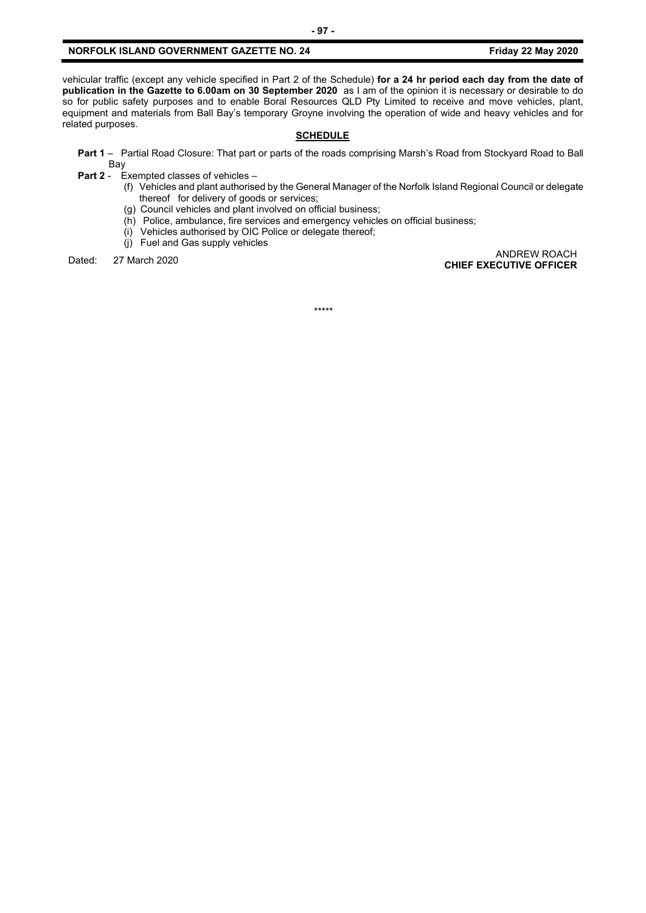vehicular traffic (except any vehicle specified in Part 2 of the Schedule) **for a 24 hr period each day from the date of publication in the Gazette to 6.00am on 30 September 2020** as I am of the opinion it is necessary or desirable to do so for public safety purposes and to enable Boral Resources QLD Pty Limited to receive and move vehicles, plant, equipment and materials from Ball Bay's temporary Groyne involving the operation of wide and heavy vehicles and for related purposes.

**SCHEDULE**

**Part 1** – Partial Road Closure: That part or parts of the roads comprising Marsh's Road from Stockyard Road to Ball Bay

**Part 2** - Exempted classes of vehicles –

(f) Vehicles and plant authorised by the General Manager of the Norfolk Island Regional Council or delegate thereof for delivery of goods or services;
(g) Council vehicles and plant involved on official business;
(h) Police, ambulance, fire services and emergency vehicles on official business;
(i) Vehicles authorised by OIC Police or delegate thereof;
(j) Fuel and Gas supply vehicles

Dated: 27 March 2020

ANDREW ROACH
**CHIEF EXECUTIVE OFFICER**

\*\*\*\*\*